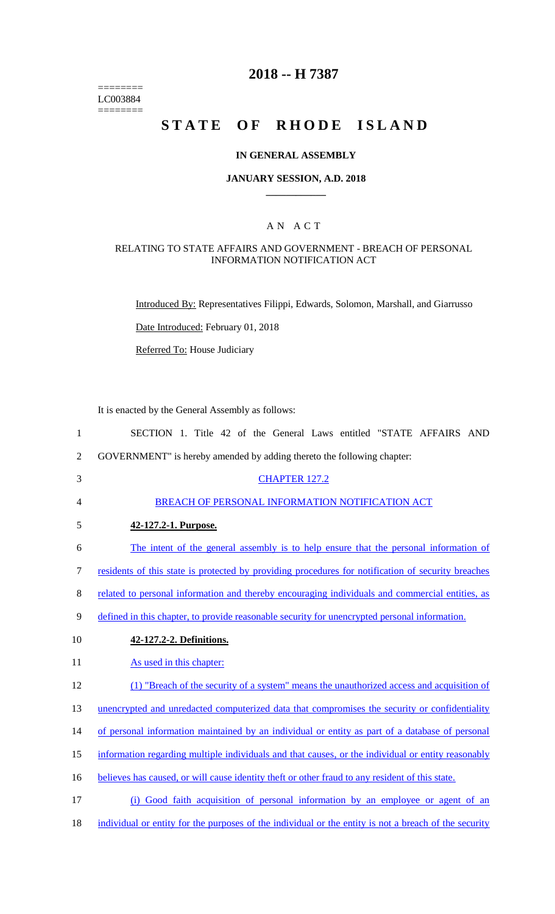========
LC003884
========

# 2018 -- H 7387

# STATE OF RHODE ISLAND

## IN GENERAL ASSEMBLY

### JANUARY SESSION, A.D. 2018

### A N A C T

RELATING TO STATE AFFAIRS AND GOVERNMENT - BREACH OF PERSONAL INFORMATION NOTIFICATION ACT

Introduced By: Representatives Filippi, Edwards, Solomon, Marshall, and Giarrusso

Date Introduced: February 01, 2018

Referred To: House Judiciary

It is enacted by the General Assembly as follows:

1 SECTION 1. Title 42 of the General Laws entitled "STATE AFFAIRS AND
2 GOVERNMENT" is hereby amended by adding thereto the following chapter:

3 CHAPTER 127.2

4 BREACH OF PERSONAL INFORMATION NOTIFICATION ACT

5 **42-127.2-1. Purpose.**

6 The intent of the general assembly is to help ensure that the personal information of
7 residents of this state is protected by providing procedures for notification of security breaches
8 related to personal information and thereby encouraging individuals and commercial entities, as
9 defined in this chapter, to provide reasonable security for unencrypted personal information.

10 **42-127.2-2. Definitions.**

11 As used in this chapter:

12 (1) "Breach of the security of a system" means the unauthorized access and acquisition of
13 unencrypted and unredacted computerized data that compromises the security or confidentiality
14 of personal information maintained by an individual or entity as part of a database of personal
15 information regarding multiple individuals and that causes, or the individual or entity reasonably
16 believes has caused, or will cause identity theft or other fraud to any resident of this state.

17 (i) Good faith acquisition of personal information by an employee or agent of an
18 individual or entity for the purposes of the individual or the entity is not a breach of the security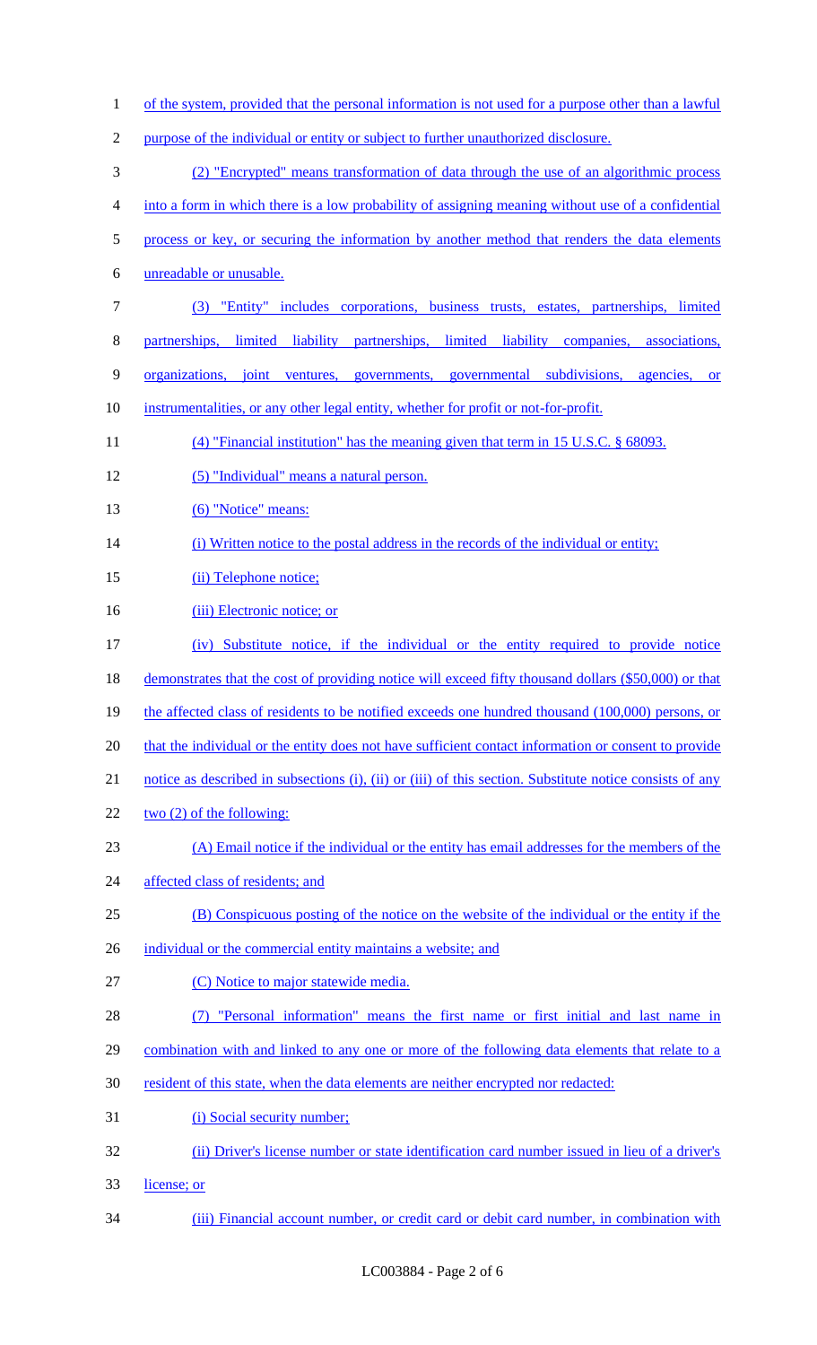of the system, provided that the personal information is not used for a purpose other than a lawful purpose of the individual or entity or subject to further unauthorized disclosure.

(2) "Encrypted" means transformation of data through the use of an algorithmic process into a form in which there is a low probability of assigning meaning without use of a confidential process or key, or securing the information by another method that renders the data elements unreadable or unusable.

(3) "Entity" includes corporations, business trusts, estates, partnerships, limited partnerships, limited liability partnerships, limited liability companies, associations, organizations, joint ventures, governments, governmental subdivisions, agencies, or instrumentalities, or any other legal entity, whether for profit or not-for-profit.

(4) "Financial institution" has the meaning given that term in 15 U.S.C. § 68093.

(5) "Individual" means a natural person.

(6) "Notice" means:

(i) Written notice to the postal address in the records of the individual or entity;

(ii) Telephone notice;

(iii) Electronic notice; or

(iv) Substitute notice, if the individual or the entity required to provide notice demonstrates that the cost of providing notice will exceed fifty thousand dollars ($50,000) or that the affected class of residents to be notified exceeds one hundred thousand (100,000) persons, or that the individual or the entity does not have sufficient contact information or consent to provide notice as described in subsections (i), (ii) or (iii) of this section. Substitute notice consists of any two (2) of the following:

(A) Email notice if the individual or the entity has email addresses for the members of the affected class of residents; and

(B) Conspicuous posting of the notice on the website of the individual or the entity if the individual or the commercial entity maintains a website; and

(C) Notice to major statewide media.

(7) "Personal information" means the first name or first initial and last name in combination with and linked to any one or more of the following data elements that relate to a resident of this state, when the data elements are neither encrypted nor redacted:

(i) Social security number;

(ii) Driver's license number or state identification card number issued in lieu of a driver's license; or

(iii) Financial account number, or credit card or debit card number, in combination with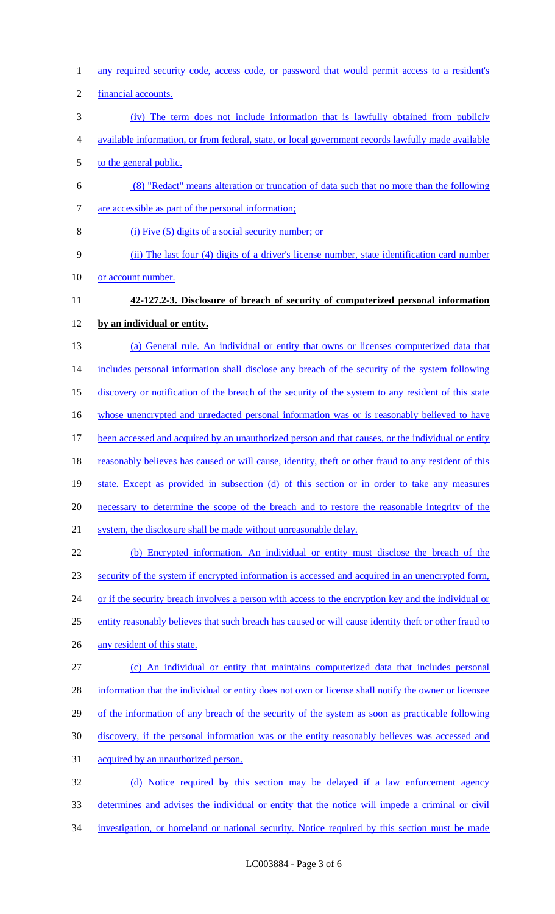any required security code, access code, or password that would permit access to a resident's financial accounts.

(iv) The term does not include information that is lawfully obtained from publicly available information, or from federal, state, or local government records lawfully made available to the general public.

(8) "Redact" means alteration or truncation of data such that no more than the following are accessible as part of the personal information;

(i) Five (5) digits of a social security number; or

(ii) The last four (4) digits of a driver's license number, state identification card number or account number.

**42-127.2-3. Disclosure of breach of security of computerized personal information by an individual or entity.**

(a) General rule. An individual or entity that owns or licenses computerized data that includes personal information shall disclose any breach of the security of the system following discovery or notification of the breach of the security of the system to any resident of this state whose unencrypted and unredacted personal information was or is reasonably believed to have been accessed and acquired by an unauthorized person and that causes, or the individual or entity reasonably believes has caused or will cause, identity, theft or other fraud to any resident of this state. Except as provided in subsection (d) of this section or in order to take any measures necessary to determine the scope of the breach and to restore the reasonable integrity of the system, the disclosure shall be made without unreasonable delay.

(b) Encrypted information. An individual or entity must disclose the breach of the security of the system if encrypted information is accessed and acquired in an unencrypted form, or if the security breach involves a person with access to the encryption key and the individual or entity reasonably believes that such breach has caused or will cause identity theft or other fraud to any resident of this state.

(c) An individual or entity that maintains computerized data that includes personal information that the individual or entity does not own or license shall notify the owner or licensee of the information of any breach of the security of the system as soon as practicable following discovery, if the personal information was or the entity reasonably believes was accessed and acquired by an unauthorized person.

(d) Notice required by this section may be delayed if a law enforcement agency determines and advises the individual or entity that the notice will impede a criminal or civil investigation, or homeland or national security. Notice required by this section must be made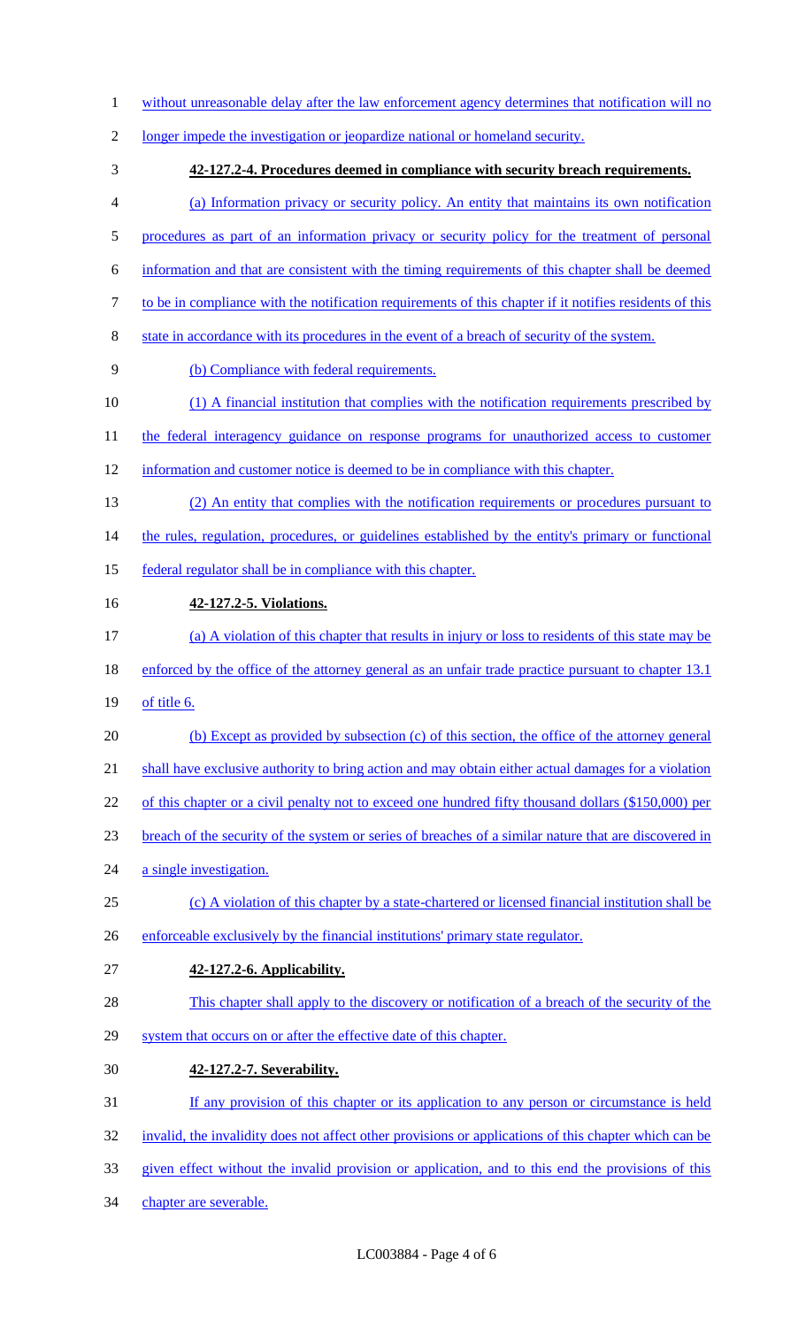without unreasonable delay after the law enforcement agency determines that notification will no longer impede the investigation or jeopardize national or homeland security.

**42-127.2-4. Procedures deemed in compliance with security breach requirements.**

(a) Information privacy or security policy. An entity that maintains its own notification procedures as part of an information privacy or security policy for the treatment of personal information and that are consistent with the timing requirements of this chapter shall be deemed to be in compliance with the notification requirements of this chapter if it notifies residents of this state in accordance with its procedures in the event of a breach of security of the system.

(b) Compliance with federal requirements.

(1) A financial institution that complies with the notification requirements prescribed by the federal interagency guidance on response programs for unauthorized access to customer information and customer notice is deemed to be in compliance with this chapter.

(2) An entity that complies with the notification requirements or procedures pursuant to the rules, regulation, procedures, or guidelines established by the entity's primary or functional federal regulator shall be in compliance with this chapter.

**42-127.2-5. Violations.**

(a) A violation of this chapter that results in injury or loss to residents of this state may be enforced by the office of the attorney general as an unfair trade practice pursuant to chapter 13.1 of title 6.

(b) Except as provided by subsection (c) of this section, the office of the attorney general shall have exclusive authority to bring action and may obtain either actual damages for a violation of this chapter or a civil penalty not to exceed one hundred fifty thousand dollars ($150,000) per breach of the security of the system or series of breaches of a similar nature that are discovered in a single investigation.

(c) A violation of this chapter by a state-chartered or licensed financial institution shall be enforceable exclusively by the financial institutions' primary state regulator.

**42-127.2-6. Applicability.**

This chapter shall apply to the discovery or notification of a breach of the security of the system that occurs on or after the effective date of this chapter.

**42-127.2-7. Severability.**

If any provision of this chapter or its application to any person or circumstance is held invalid, the invalidity does not affect other provisions or applications of this chapter which can be given effect without the invalid provision or application, and to this end the provisions of this chapter are severable.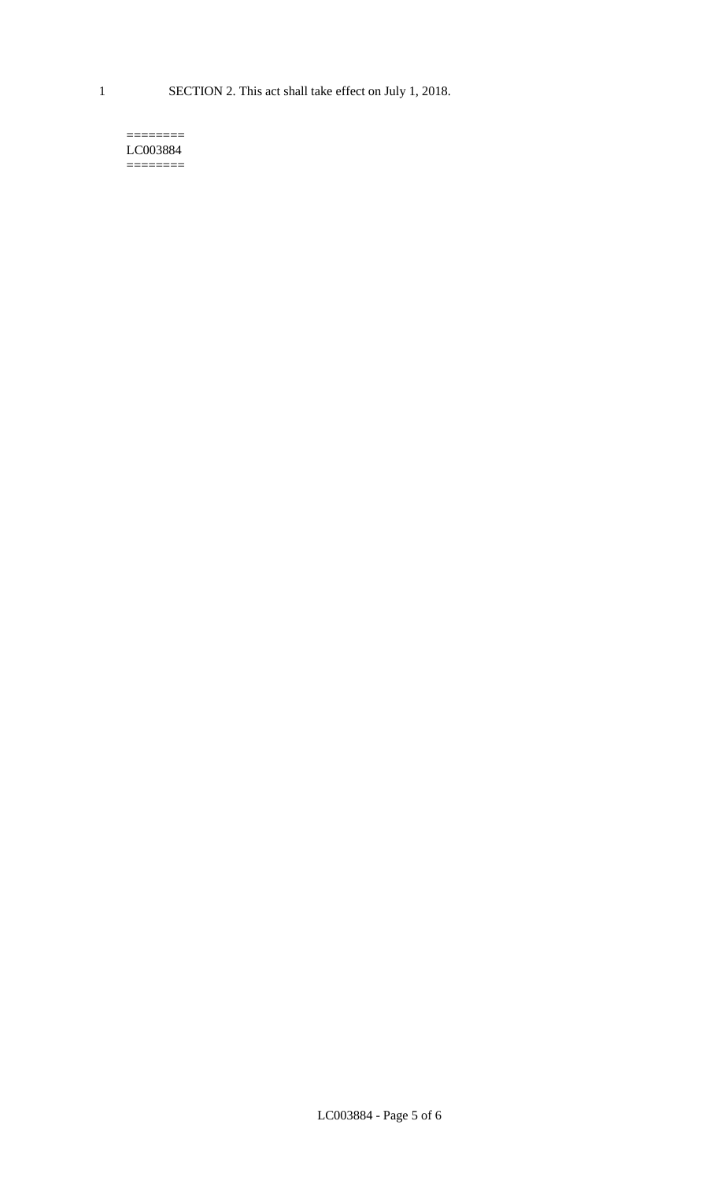1 SECTION 2. This act shall take effect on July 1, 2018.

========
LC003884
========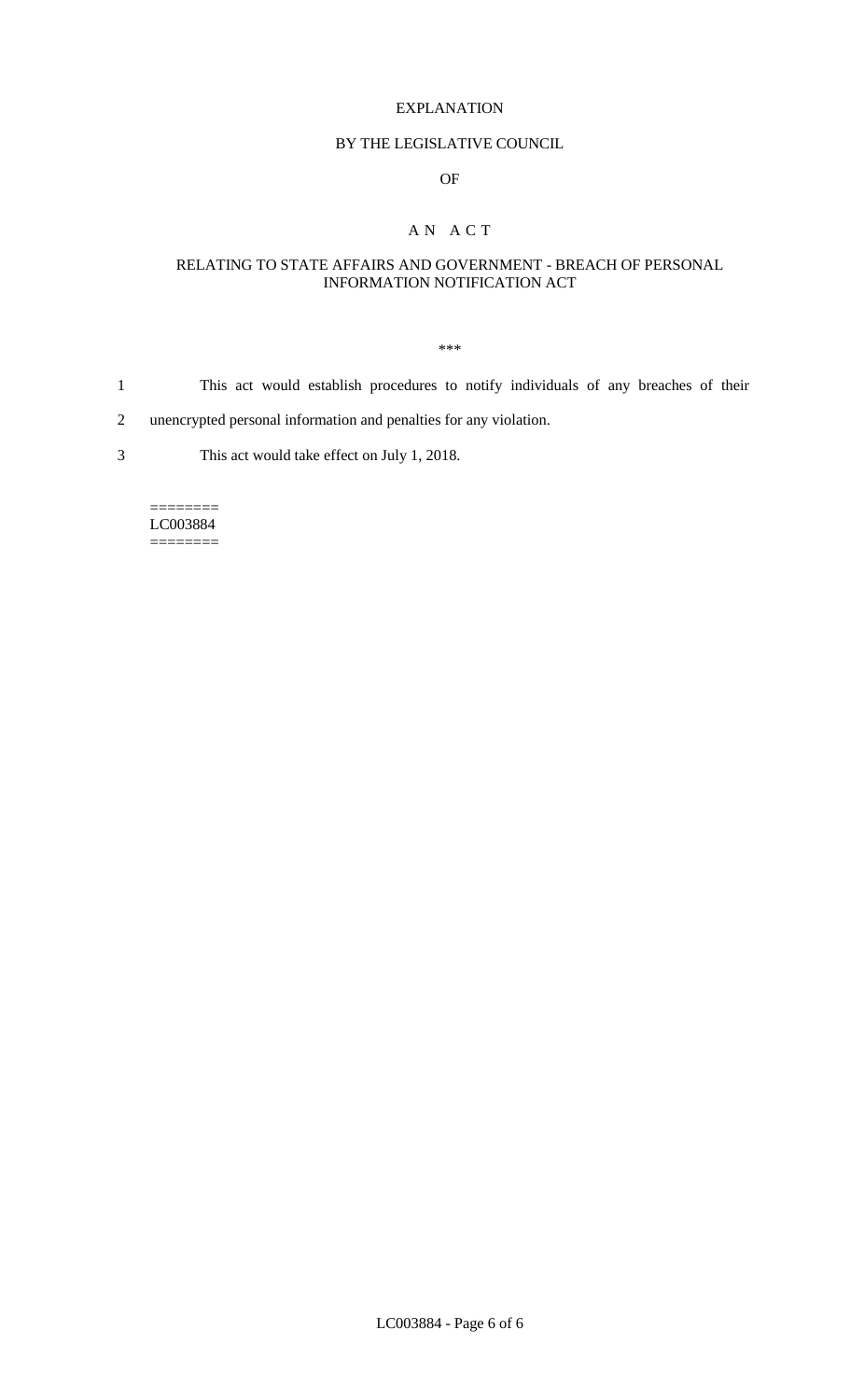EXPLANATION

BY THE LEGISLATIVE COUNCIL

OF

A N A C T

RELATING TO STATE AFFAIRS AND GOVERNMENT - BREACH OF PERSONAL INFORMATION NOTIFICATION ACT

\*\*\*

1 This act would establish procedures to notify individuals of any breaches of their
2 unencrypted personal information and penalties for any violation.
3 This act would take effect on July 1, 2018.

========
LC003884
========